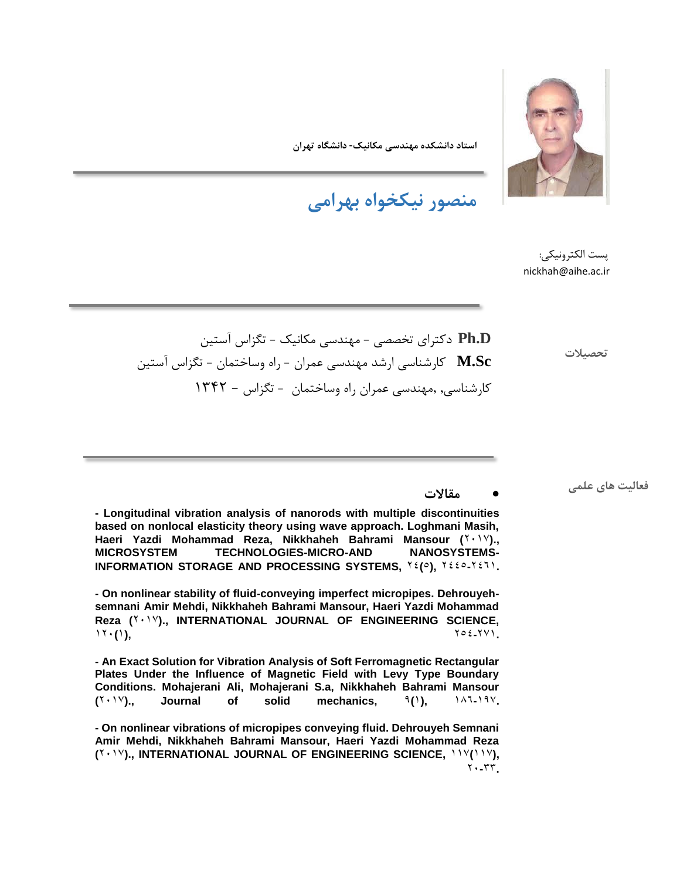استاد دانشکده مهندسی مکانیک- دانشگاه تهران

# منصور نیکخواه بهرامی

پست الکترونیکی:
nickhah@aihe.ac.ir

**تحصیلات**

**Ph.D** دکترای تخصصی - مهندسی مکانیک - تگزاس آستین

**M.Sc** کارشناسی ارشد مهندسی عمران - راه وساختمان - تگزاس آستین

کارشناسی, ,مهندسی عمران راه وساختمان - تگزاس - ۱۳۴۲

**فعالیت های علمی**

- **مقالات**

**- Longitudinal vibration analysis of nanorods with multiple discontinuities based on nonlocal elasticity theory using wave approach. Loghmani Masih, Haeri Yazdi Mohammad Reza, Nikkhaheh Bahrami Mansour (۲۰۱۷)., MICROSYSTEM TECHNOLOGIES-MICRO-AND NANOSYSTEMS-INFORMATION STORAGE AND PROCESSING SYSTEMS, ۲۴(۵), ۲۴۴۵-۲۴۶۱.**

**- On nonlinear stability of fluid-conveying imperfect micropipes. Dehrouyeh-semnani Amir Mehdi, Nikkhaheh Bahrami Mansour, Haeri Yazdi Mohammad Reza (۲۰۱۷)., INTERNATIONAL JOURNAL OF ENGINEERING SCIENCE, ۱۲۰(۱), ۲۵۴-۲۷۱.**

**- An Exact Solution for Vibration Analysis of Soft Ferromagnetic Rectangular Plates Under the Influence of Magnetic Field with Levy Type Boundary Conditions. Mohajerani Ali, Mohajerani S.a, Nikkhaheh Bahrami Mansour (۲۰۱۷)., Journal of solid mechanics, ۹(۱), ۱۸۶-۱۹۷.**

**- On nonlinear vibrations of micropipes conveying fluid. Dehrouyeh Semnani Amir Mehdi, Nikkhaheh Bahrami Mansour, Haeri Yazdi Mohammad Reza (۲۰۱۷)., INTERNATIONAL JOURNAL OF ENGINEERING SCIENCE, ۱۱۷(۱۱۷), ۲۰-۳۳.**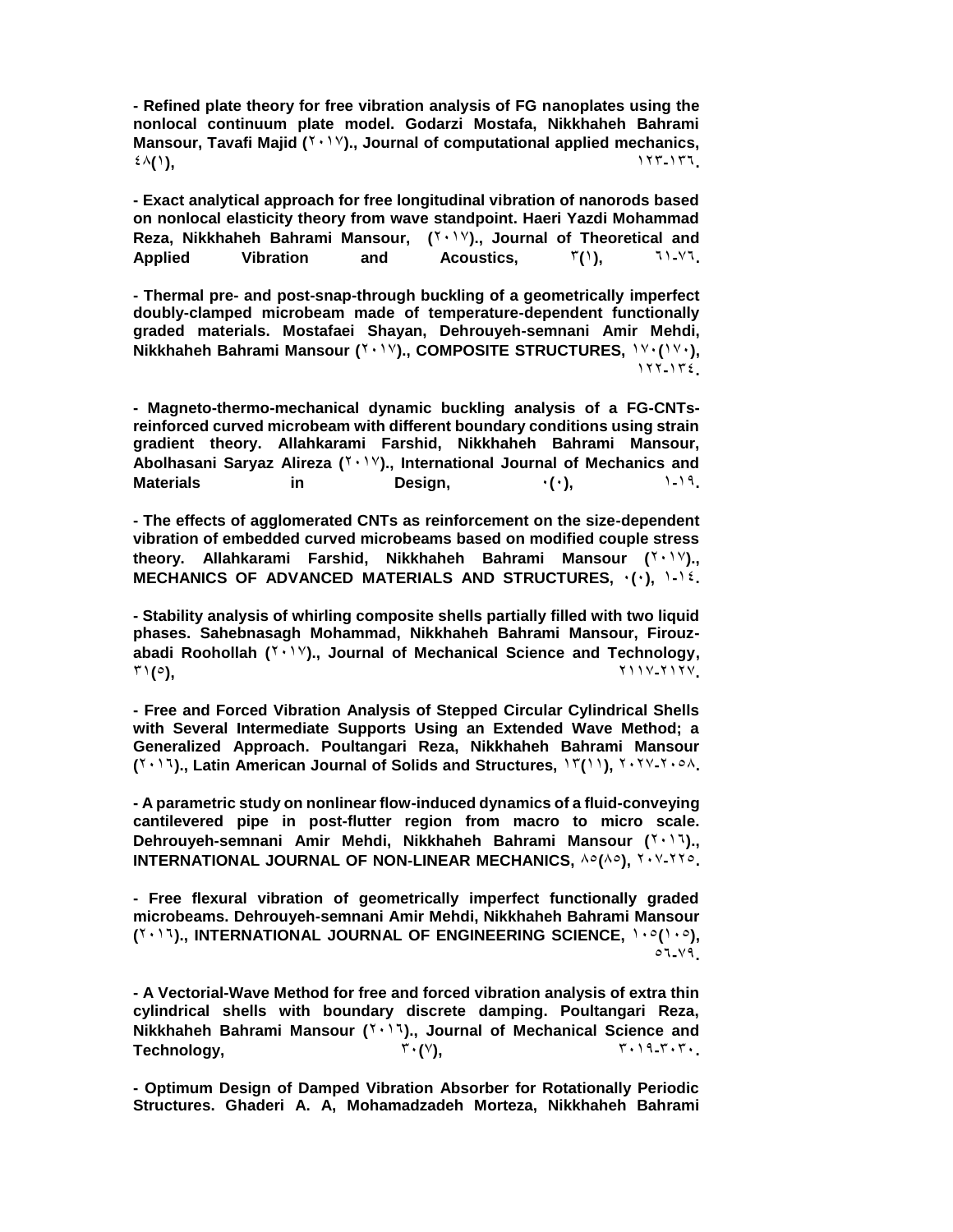**- Refined plate theory for free vibration analysis of FG nanoplates using the nonlocal continuum plate model. Godarzi Mostafa, Nikkhaheh Bahrami Mansour, Tavafi Majid (۲۰۱۷)., Journal of computational applied mechanics, ٤٨(١), ١٢٣-١٣٦.**

**- Exact analytical approach for free longitudinal vibration of nanorods based on nonlocal elasticity theory from wave standpoint. Haeri Yazdi Mohammad Reza, Nikkhaheh Bahrami Mansour, (۲۰۱۷)., Journal of Theoretical and Applied Vibration and Acoustics, ٣(١), ٦١-٧٦.**

**- Thermal pre- and post-snap-through buckling of a geometrically imperfect doubly-clamped microbeam made of temperature-dependent functionally graded materials. Mostafaei Shayan, Dehrouyeh-semnani Amir Mehdi, Nikkhaheh Bahrami Mansour (۲۰۱۷)., COMPOSITE STRUCTURES, ١٧٠(١٧٠), ١٢٢-١٣٤.**

**- Magneto-thermo-mechanical dynamic buckling analysis of a FG-CNTs-reinforced curved microbeam with different boundary conditions using strain gradient theory. Allahkarami Farshid, Nikkhaheh Bahrami Mansour, Abolhasani Saryaz Alireza (۲۰۱۷)., International Journal of Mechanics and Materials in Design, ٠(٠), ١-١٩.**

**- The effects of agglomerated CNTs as reinforcement on the size-dependent vibration of embedded curved microbeams based on modified couple stress theory. Allahkarami Farshid, Nikkhaheh Bahrami Mansour (۲۰۱۷)., MECHANICS OF ADVANCED MATERIALS AND STRUCTURES, ٠(٠), ١-١٤.**

**- Stability analysis of whirling composite shells partially filled with two liquid phases. Sahebnasagh Mohammad, Nikkhaheh Bahrami Mansour, Firouz-abadi Roohollah (۲۰۱۷)., Journal of Mechanical Science and Technology, ٣١(٥), ٢١١٧-٢١٢٧.**

**- Free and Forced Vibration Analysis of Stepped Circular Cylindrical Shells with Several Intermediate Supports Using an Extended Wave Method; a Generalized Approach. Poultangari Reza, Nikkhaheh Bahrami Mansour (۲۰۱٦)., Latin American Journal of Solids and Structures, ١٣(١١), ٢٠٢٧-٢٠٥٨.**

**- A parametric study on nonlinear flow-induced dynamics of a fluid-conveying cantilevered pipe in post-flutter region from macro to micro scale. Dehrouyeh-semnani Amir Mehdi, Nikkhaheh Bahrami Mansour (۲۰۱٦)., INTERNATIONAL JOURNAL OF NON-LINEAR MECHANICS, ٨٥(٨٥), ٢٠٧-٢٢٥.**

**- Free flexural vibration of geometrically imperfect functionally graded microbeams. Dehrouyeh-semnani Amir Mehdi, Nikkhaheh Bahrami Mansour (۲۰۱٦)., INTERNATIONAL JOURNAL OF ENGINEERING SCIENCE, ١٠٥(١٠٥), ٥٦-٧٩.**

**- A Vectorial-Wave Method for free and forced vibration analysis of extra thin cylindrical shells with boundary discrete damping. Poultangari Reza, Nikkhaheh Bahrami Mansour (۲۰۱٦)., Journal of Mechanical Science and Technology, ٣٠(٧), ٣٠١٩-٣٠٣٠.**

**- Optimum Design of Damped Vibration Absorber for Rotationally Periodic Structures. Ghaderi A. A, Mohamadzadeh Morteza, Nikkhaheh Bahrami**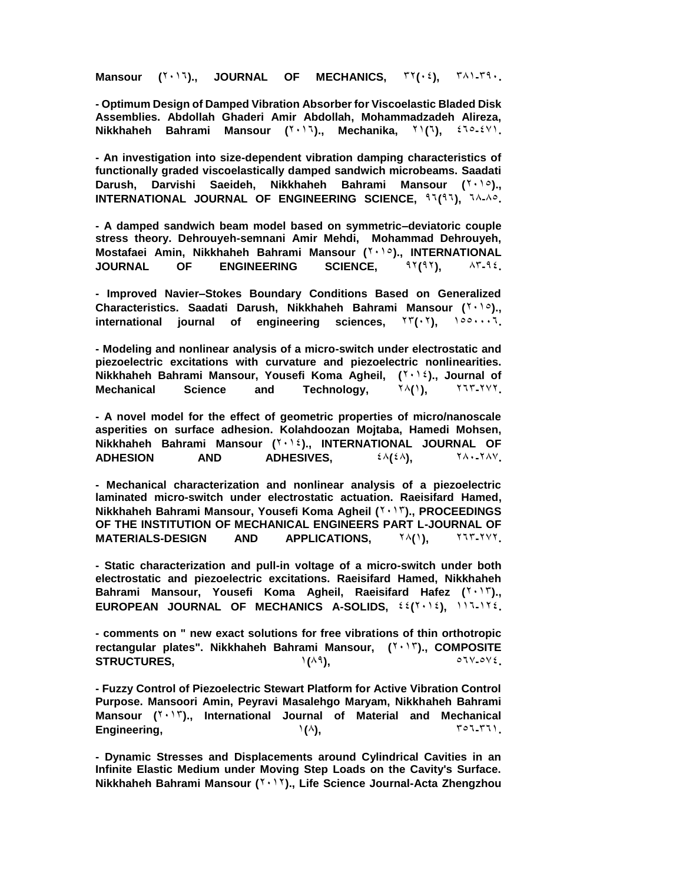**Mansour (٢٠١٦)., JOURNAL OF MECHANICS, ٣٢(٠٤), ٣٨١-٣٩٠.**

**- Optimum Design of Damped Vibration Absorber for Viscoelastic Bladed Disk Assemblies. Abdollah Ghaderi Amir Abdollah, Mohammadzadeh Alireza, Nikkhaheh Bahrami Mansour (٢٠١٦)., Mechanika, ٢١(٦), ٤٦٥-٤٧١.**

**- An investigation into size-dependent vibration damping characteristics of functionally graded viscoelastically damped sandwich microbeams. Saadati Darush, Darvishi Saeideh, Nikkhaheh Bahrami Mansour (٢٠١٥)., INTERNATIONAL JOURNAL OF ENGINEERING SCIENCE, ٩٦(٩٦), ٦٨-٨٥.**

**- A damped sandwich beam model based on symmetric–deviatoric couple stress theory. Dehrouyeh-semnani Amir Mehdi, Mohammad Dehrouyeh, Mostafaei Amin, Nikkhaheh Bahrami Mansour (٢٠١٥)., INTERNATIONAL JOURNAL OF ENGINEERING SCIENCE, ٩٢(٩٢), ٨٣-٩٤.**

**- Improved Navier–Stokes Boundary Conditions Based on Generalized Characteristics. Saadati Darush, Nikkhaheh Bahrami Mansour (٢٠١٥)., international journal of engineering sciences, ٢٣(٠٢), ١٥٥٠٠٠٦.**

**- Modeling and nonlinear analysis of a micro-switch under electrostatic and piezoelectric excitations with curvature and piezoelectric nonlinearities. Nikkhaheh Bahrami Mansour, Yousefi Koma Agheil, (٢٠١٤)., Journal of Mechanical Science and Technology, ٢٨(١), ٢٦٣-٢٧٢.**

**- A novel model for the effect of geometric properties of micro/nanoscale asperities on surface adhesion. Kolahdoozan Mojtaba, Hamedi Mohsen, Nikkhaheh Bahrami Mansour (٢٠١٤)., INTERNATIONAL JOURNAL OF ADHESION AND ADHESIVES, ٤٨(٤٨), ٢٨٠-٢٨٧.**

**- Mechanical characterization and nonlinear analysis of a piezoelectric laminated micro-switch under electrostatic actuation. Raeisifard Hamed, Nikkhaheh Bahrami Mansour, Yousefi Koma Agheil (٢٠١٣)., PROCEEDINGS OF THE INSTITUTION OF MECHANICAL ENGINEERS PART L-JOURNAL OF MATERIALS-DESIGN AND APPLICATIONS, ٢٨(١), ٢٦٣-٢٧٢.**

**- Static characterization and pull-in voltage of a micro-switch under both electrostatic and piezoelectric excitations. Raeisifard Hamed, Nikkhaheh Bahrami Mansour, Yousefi Koma Agheil, Raeisifard Hafez (٢٠١٣)., EUROPEAN JOURNAL OF MECHANICS A-SOLIDS, ٤٤(٢٠١٤), ١١٦-١٢٤.**

**- comments on " new exact solutions for free vibrations of thin orthotropic rectangular plates". Nikkhaheh Bahrami Mansour, (٢٠١٣)., COMPOSITE STRUCTURES, ١(٨٩), ٥٦٧-٥٧٤.**

**- Fuzzy Control of Piezoelectric Stewart Platform for Active Vibration Control Purpose. Mansoori Amin, Peyravi Masalehgo Maryam, Nikkhaheh Bahrami Mansour (٢٠١٣)., International Journal of Material and Mechanical Engineering, ١(٨), ٣٥٦-٣٦١.**

**- Dynamic Stresses and Displacements around Cylindrical Cavities in an Infinite Elastic Medium under Moving Step Loads on the Cavity's Surface. Nikkhaheh Bahrami Mansour (٢٠١٢)., Life Science Journal-Acta Zhengzhou**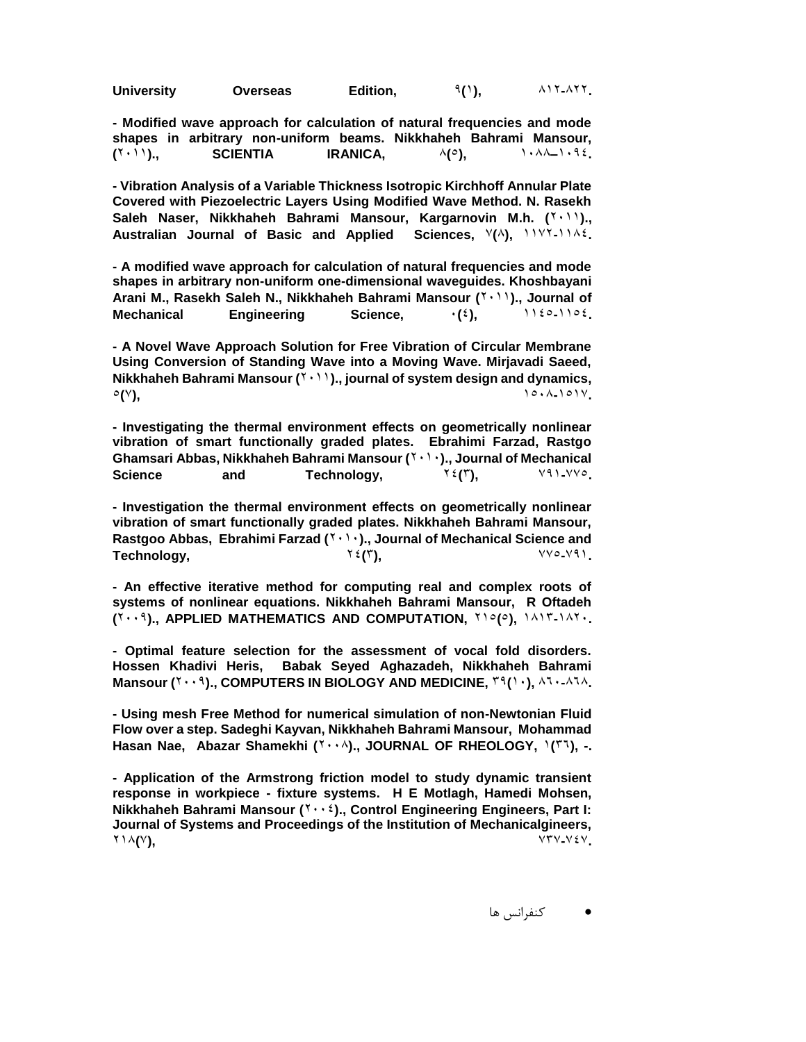University Overseas Edition, ۹(۱), ۸۱۲-۸۲۲.

**- Modified wave approach for calculation of natural frequencies and mode shapes in arbitrary non-uniform beams. Nikkhaheh Bahrami Mansour, (۲۰۱۱)., SCIENTIA IRANICA, ۸(۵), ۱۰۸۸–۱۰۹۴.**

**- Vibration Analysis of a Variable Thickness Isotropic Kirchhoff Annular Plate Covered with Piezoelectric Layers Using Modified Wave Method. N. Rasekh Saleh Naser, Nikkhaheh Bahrami Mansour, Kargarnovin M.h. (۲۰۱۱)., Australian Journal of Basic and Applied Sciences, ۷(۸), ۱۱۷۲-۱۱۸٤.**

**- A modified wave approach for calculation of natural frequencies and mode shapes in arbitrary non-uniform one-dimensional waveguides. Khoshbayani Arani M., Rasekh Saleh N., Nikkhaheh Bahrami Mansour (۲۰۱۱)., Journal of Mechanical Engineering Science, ۰(٤), ۱۱٤۵-۱۱۵٤.**

**- A Novel Wave Approach Solution for Free Vibration of Circular Membrane Using Conversion of Standing Wave into a Moving Wave. Mirjavadi Saeed, Nikkhaheh Bahrami Mansour (۲۰۱۱)., journal of system design and dynamics, ۵(۷), ۱۵۰۸-۱۵۱۷.**

**- Investigating the thermal environment effects on geometrically nonlinear vibration of smart functionally graded plates. Ebrahimi Farzad, Rastgo Ghamsari Abbas, Nikkhaheh Bahrami Mansour (۲۰۱۰)., Journal of Mechanical Science and Technology, ۲٤(۳), ۷۹۱-۷۷۵.**

**- Investigation the thermal environment effects on geometrically nonlinear vibration of smart functionally graded plates. Nikkhaheh Bahrami Mansour, Rastgoo Abbas, Ebrahimi Farzad (۲۰۱۰)., Journal of Mechanical Science and Technology, ۲٤(۳), ۷۷۵-۷۹۱.**

**- An effective iterative method for computing real and complex roots of systems of nonlinear equations. Nikkhaheh Bahrami Mansour, R Oftadeh (۲۰۰۹)., APPLIED MATHEMATICS AND COMPUTATION, ۲۱۵(۵), ۱۸۱۳-۱۸۲۰.**

**- Optimal feature selection for the assessment of vocal fold disorders. Hossen Khadivi Heris, Babak Seyed Aghazadeh, Nikkhaheh Bahrami Mansour (۲۰۰۹)., COMPUTERS IN BIOLOGY AND MEDICINE, ۳۹(۱۰), ۸٦۰-۸٦۸.**

**- Using mesh Free Method for numerical simulation of non-Newtonian Fluid Flow over a step. Sadeghi Kayvan, Nikkhaheh Bahrami Mansour, Mohammad Hasan Nae, Abazar Shamekhi (۲۰۰۸)., JOURNAL OF RHEOLOGY, ۱(۳٦), -.**

**- Application of the Armstrong friction model to study dynamic transient response in workpiece - fixture systems. H E Motlagh, Hamedi Mohsen, Nikkhaheh Bahrami Mansour (۲۰۰٤)., Control Engineering Engineers, Part I: Journal of Systems and Proceedings of the Institution of Mechanicalgineers, ۲۱۸(۷), ۷۳۷-۷٤۷.**

- کنفرانس ها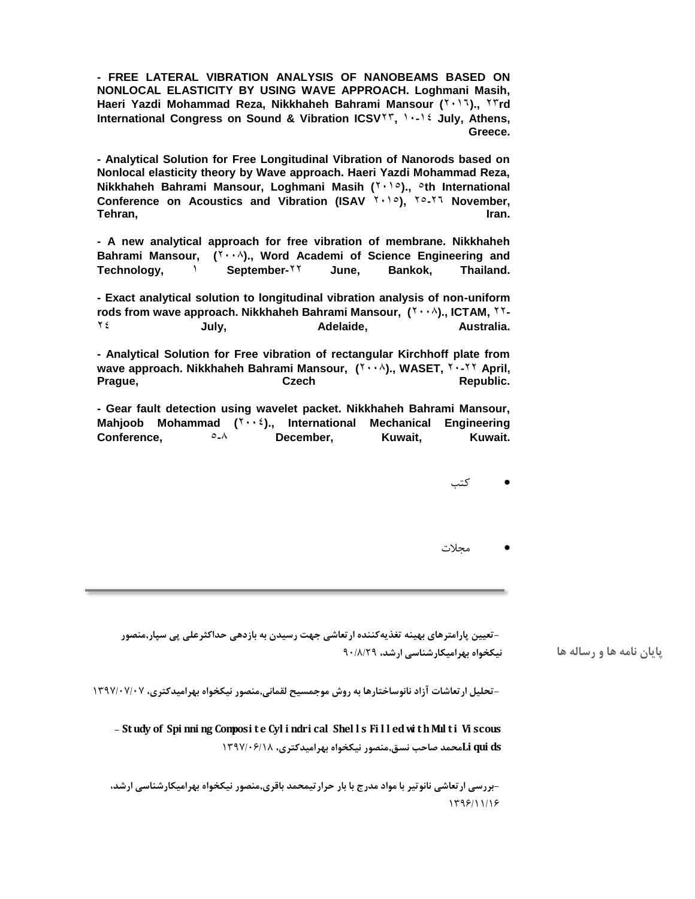**- FREE LATERAL VIBRATION ANALYSIS OF NANOBEAMS BASED ON NONLOCAL ELASTICITY BY USING WAVE APPROACH. Loghmani Masih, Haeri Yazdi Mohammad Reza, Nikkhaheh Bahrami Mansour (۲۰۱٦)., ۲۳rd International Congress on Sound & Vibration ICSV۲۳, ۱۰-۱٤ July, Athens, Greece.**

**- Analytical Solution for Free Longitudinal Vibration of Nanorods based on Nonlocal elasticity theory by Wave approach. Haeri Yazdi Mohammad Reza, Nikkhaheh Bahrami Mansour, Loghmani Masih (۲۰۱٥)., ٥th International Conference on Acoustics and Vibration (ISAV ۲۰۱٥), ۲٥-۲٦ November, Tehran, Iran.**

**- A new analytical approach for free vibration of membrane. Nikkhaheh Bahrami Mansour, (۲۰۰۸)., Word Academi of Science Engineering and Technology, ۱ September-۲۲ June, Bankok, Thailand.**

**- Exact analytical solution to longitudinal vibration analysis of non-uniform rods from wave approach. Nikkhaheh Bahrami Mansour, (۲۰۰۸)., ICTAM, ۲۲-۲٤ July, Adelaide, Australia.**

**- Analytical Solution for Free vibration of rectangular Kirchhoff plate from wave approach. Nikkhaheh Bahrami Mansour, (۲۰۰۸)., WASET, ۲۰-۲۲ April, Prague, Czech Republic.**

**- Gear fault detection using wavelet packet. Nikkhaheh Bahrami Mansour, Mahjoob Mohammad (۲۰۰٤)., International Mechanical Engineering Conference, ٥-۸ December, Kuwait, Kuwait.**

- کتب

- مجلات

---

**پایان نامه ها و رساله ها**

**-تعیین پارامترهای بهینه تغذیه‌کننده ارتعاشی جهت رسیدن به بازدهی حداکثرعلی پی سپار,منصور نیکخواه بهرامیکارشناسی ارشد، ۹۰/۸/۲۹**

**-تحلیل ارتعاشات آزاد نانوساختارها به روش موجمسیح لقمانی,منصور نیکخواه بهرامیدکتری، ۱۳۹۷/۰۷/۰۷**

**- Study of Spinning Composite Cylindrical Shells Filled with Multi Viscous Liquidsمحمد صاحب نسق,منصور نیکخواه بهرامیدکتری، ۱۳۹۷/۰۶/۱۸**

**-بررسی ارتعاشی نانوتیر با مواد مدرج با بار حرارتیمحمد باقری,منصور نیکخواه بهرامیکارشناسی ارشد، ۱۳۹۶/۱۱/۱۶**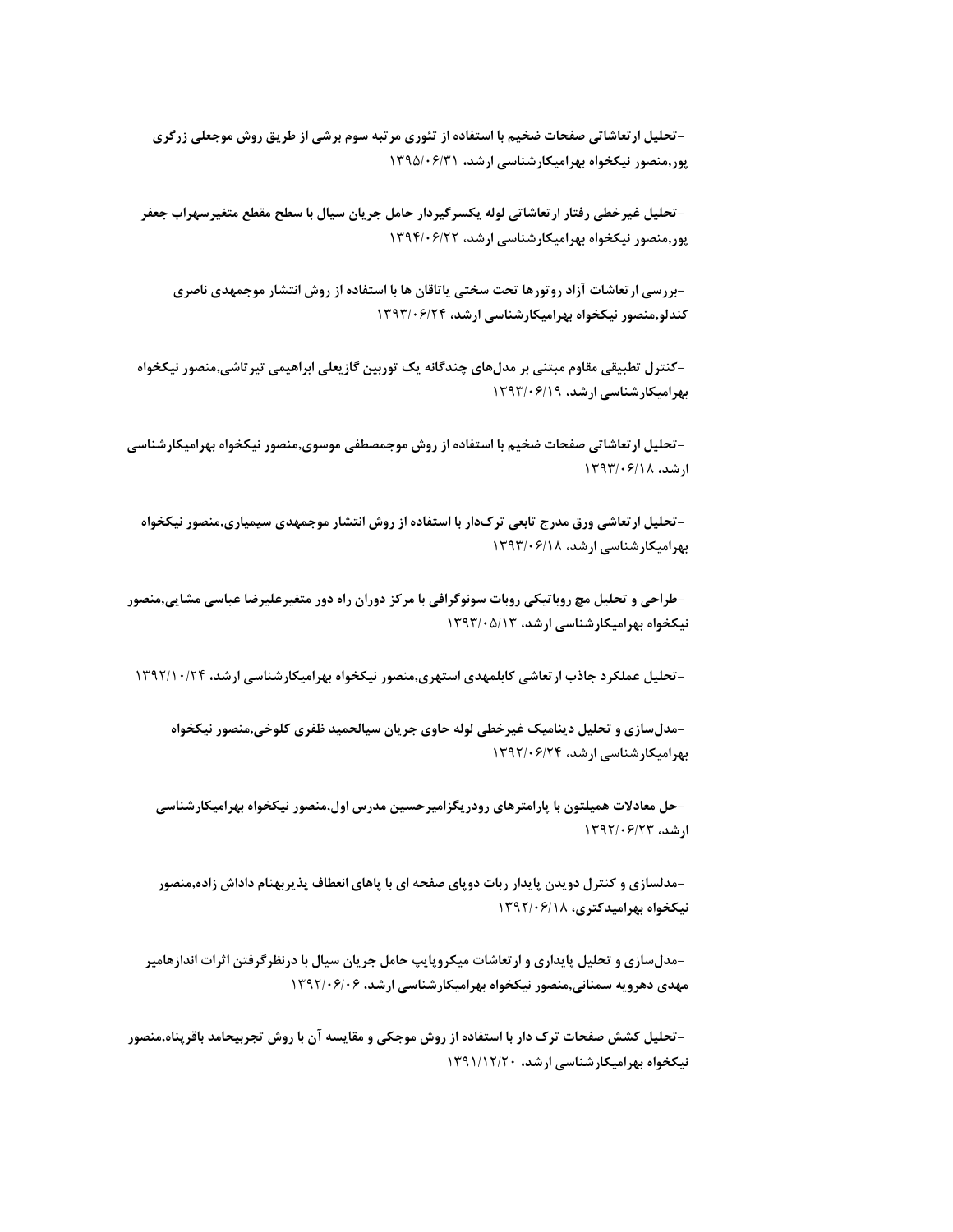-تحلیل ارتعاشاتی صفحات ضخیم با استفاده از تئوری مرتبه سوم برشی از طریق روش موجعلی زرگری پور,منصور نیکخواه بهرامیکارشناسی ارشد، ۱۳۹۵/۰۶/۳۱

-تحلیل غیرخطی رفتار ارتعاشاتی لوله یکسرگیردار حامل جریان سیال با سطح مقطع متغیرسهراب جعفر پور,منصور نیکخواه بهرامیکارشناسی ارشد، ۱۳۹۴/۰۶/۲۲

-بررسی ارتعاشات آزاد روتورها تحت سختی یاتاقان ها با استفاده از روش انتشار موجمهدی ناصری کندلو,منصور نیکخواه بهرامیکارشناسی ارشد، ۱۳۹۳/۰۶/۲۴

-کنترل تطبیقی مقاوم مبتنی بر مدل‌های چندگانه یک توربین گازیعلی ابراهیمی تیرتاشی,منصور نیکخواه بهرامیکارشناسی ارشد، ۱۳۹۳/۰۶/۱۹

-تحلیل ارتعاشاتی صفحات ضخیم با استفاده از روش موجمصطفی موسوی,منصور نیکخواه بهرامیکارشناسی ارشد، ۱۳۹۳/۰۶/۱۸

-تحلیل ارتعاشی ورق مدرج تابعی ترک‌دار با استفاده از روش انتشار موجمهدی سیمیاری,منصور نیکخواه بهرامیکارشناسی ارشد، ۱۳۹۳/۰۶/۱۸

-طراحی و تحلیل مچ روباتیکی روبات سونوگرافی با مرکز دوران راه دور متغیرعلیرضا عباسی مشایی,منصور نیکخواه بهرامیکارشناسی ارشد، ۱۳۹۳/۰۵/۱۳

-تحلیل عملکرد جاذب ارتعاشی کابلمهدی استهری,منصور نیکخواه بهرامیکارشناسی ارشد، ۱۳۹۲/۱۰/۲۴

-مدل‌سازی و تحلیل دینامیک غیرخطی لوله حاوی جریان سیالحمید ظفری کلوخی,منصور نیکخواه بهرامیکارشناسی ارشد، ۱۳۹۲/۰۶/۲۴

-حل معادلات همیلتون با پارامترهای رودریگزامیرحسین مدرس اول,منصور نیکخواه بهرامیکارشناسی ارشد، ۱۳۹۲/۰۶/۲۳

-مدلسازی و کنترل دویدن پایدار ربات دوپای صفحه ای با پاهای انعطاف پذیربهنام داداش زاده,منصور نیکخواه بهرامیدکتری، ۱۳۹۲/۰۶/۱۸

-مدل‌سازی و تحلیل پایداری و ارتعاشات میکروپایپ حامل جریان سیال با درنظرگرفتن اثرات اندازهامیر مهدی دهرویه سمنانی,منصور نیکخواه بهرامیکارشناسی ارشد، ۱۳۹۲/۰۶/۰۶

-تحلیل کشش صفحات ترک دار با استفاده از روش موجکی و مقایسه آن با روش تجربیحامد باقرپناه,منصور نیکخواه بهرامیکارشناسی ارشد، ۱۳۹۱/۱۲/۲۰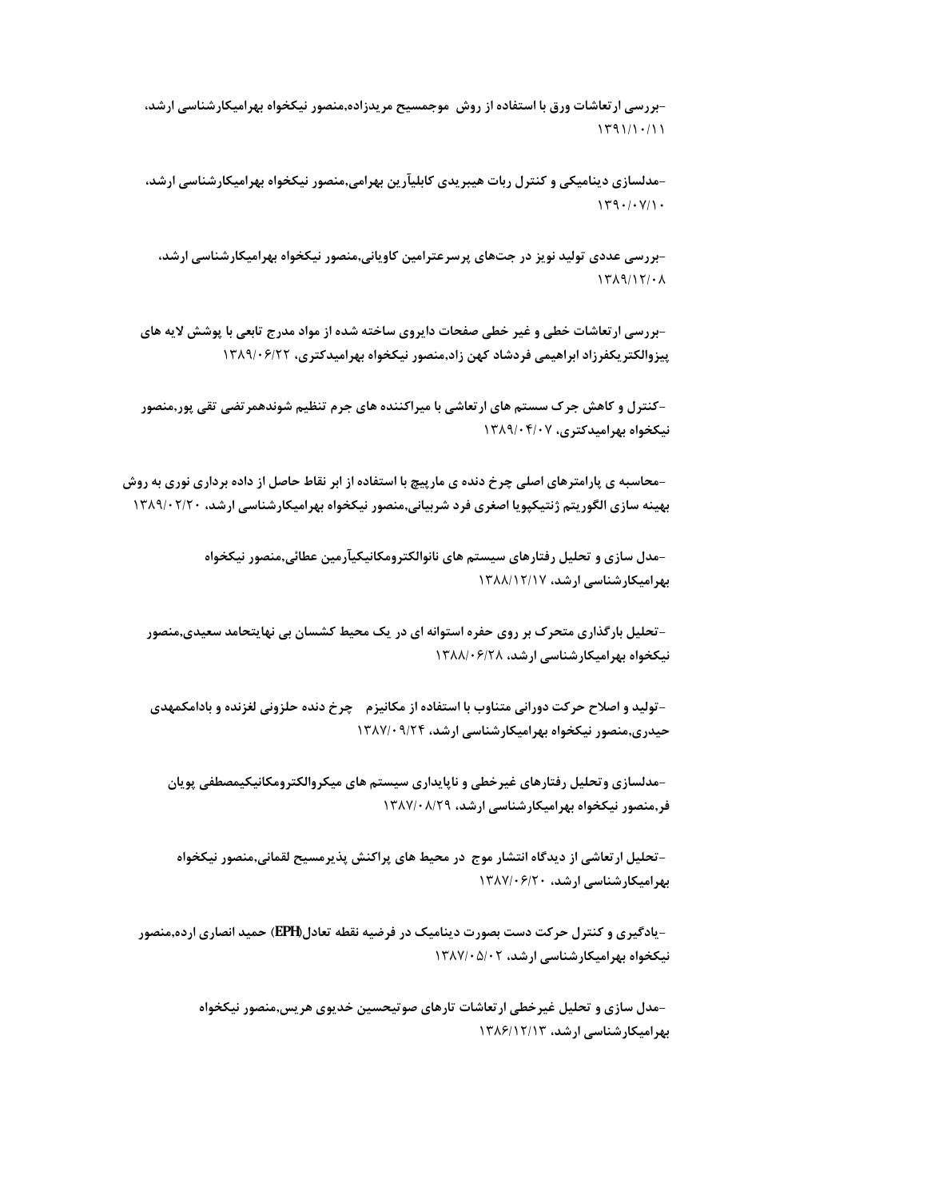-بررسی ارتعاشات ورق با استفاده از روش موجمسیح مریدزاده,منصور نیکخواه بهرامیکارشناسی ارشد، ۱۳۹۱/۱۰/۱۱

-مدلسازی دینامیکی و کنترل ربات هیبریدی کابلیآرین بهرامی,منصور نیکخواه بهرامیکارشناسی ارشد، ۱۳۹۰/۰۷/۱۰

-بررسی عددی تولید نویز در جت‌های پرسرعترامین کاویانی,منصور نیکخواه بهرامیکارشناسی ارشد، ۱۳۸۹/۱۲/۰۸

-بررسی ارتعاشات خطی و غیر خطی صفحات دایروی ساخته شده از مواد مدرج تابعی با پوشش لایه های پیزوالکتریکفرزاد ابراهیمی فردشاد کهن زاد,منصور نیکخواه بهرامیدکتری، ۱۳۸۹/۰۶/۲۲

-کنترل و کاهش جرک سستم های ارتعاشی با میراکننده های جرم تنظیم شوندهمرتضی تقی پور,منصور نیکخواه بهرامیدکتری، ۱۳۸۹/۰۴/۰۷

-محاسبه ی پارامترهای اصلی چرخ دنده ی مارپیچ با استفاده از ابر نقاط حاصل از داده برداری نوری به روش بهینه سازی الگوریتم ژنتیکپویا اصغری فرد شربیانی,منصور نیکخواه بهرامیکارشناسی ارشد، ۱۳۸۹/۰۲/۲۰

-مدل سازی و تحلیل رفتارهای سیستم های نانوالکترومکانیکیآرمین عطائی,منصور نیکخواه بهرامیکارشناسی ارشد، ۱۳۸۸/۱۲/۱۷

-تحلیل بارگذاری متحرک بر روی حفره استوانه ای در یک محیط کشسان بی نهایتحامد سعیدی,منصور نیکخواه بهرامیکارشناسی ارشد، ۱۳۸۸/۰۶/۲۸

-تولید و اصلاح حرکت دورانی متناوب با استفاده از مکانیزم چرخ دنده حلزونی لغزنده و بادامکمهدی حیدری,منصور نیکخواه بهرامیکارشناسی ارشد، ۱۳۸۷/۰۹/۲۴

-مدلسازی وتحلیل رفتارهای غیرخطی و ناپایداری سیستم های میکروالکترومکانیکیمصطفی پویان فر,منصور نیکخواه بهرامیکارشناسی ارشد، ۱۳۸۷/۰۸/۲۹

-تحلیل ارتعاشی از دیدگاه انتشار موج در محیط های پراکنش پذیرمسیح لقمانی,منصور نیکخواه بهرامیکارشناسی ارشد، ۱۳۸۷/۰۶/۲۰

-یادگیری و کنترل حرکت دست بصورت دینامیک در فرضیه نقطه تعادل(EPH) حمید انصاری ارده,منصور نیکخواه بهرامیکارشناسی ارشد، ۱۳۸۷/۰۵/۰۲

-مدل سازی و تحلیل غیرخطی ارتعاشات تارهای صوتیحسین خدیوی هریس,منصور نیکخواه بهرامیکارشناسی ارشد، ۱۳۸۶/۱۲/۱۳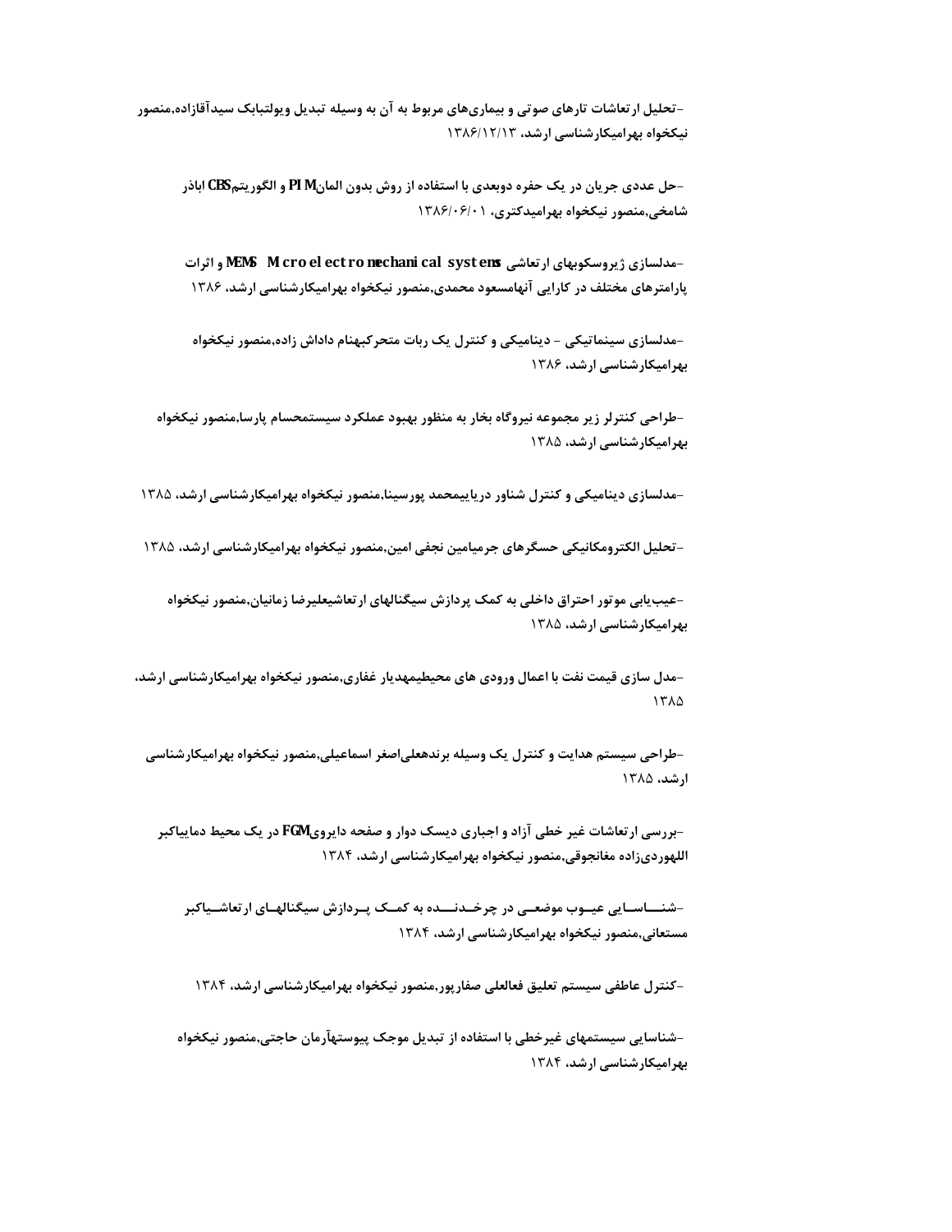-تحلیل ارتعاشات تارهای صوتی و بیماری‌های مربوط به آن به وسیله تبدیل ویولتبابک سیدآقازاده,منصور نیکخواه بهرامیکارشناسی ارشد، ۱۳۸۶/۱۲/۱۳

-حل عددی جریان در یک حفره دوبعدی با استفاده از روش بدون المانPIM و الگوریتمCBS اباذر شامخی,منصور نیکخواه بهرامیدکتری، ۱۳۸۶/۰۶/۰۱

-مدلسازی ژیروسکوپهای ارتعاشی MEMS Microelectromechanical systems و اثرات پارامترهای مختلف در کارایی آنهامسعود محمدی,منصور نیکخواه بهرامیکارشناسی ارشد، ۱۳۸۶

-مدلسازی سینماتیکی - دینامیکی و کنترل یک ربات متحرکبهنام داداش زاده,منصور نیکخواه بهرامیکارشناسی ارشد، ۱۳۸۶

-طراحی کنترلر زیر مجموعه نیروگاه بخار به منظور بهبود عملکرد سیستمحسام پارسا,منصور نیکخواه بهرامیکارشناسی ارشد، ۱۳۸۵

-مدلسازی دینامیکی و کنترل شناور دریاییمحمد پورسینا,منصور نیکخواه بهرامیکارشناسی ارشد، ۱۳۸۵

-تحلیل الکترومکانیکی حسگرهای جرمیامین نجفی امین,منصور نیکخواه بهرامیکارشناسی ارشد، ۱۳۸۵

-عیب‌یابی موتور احتراق داخلی به کمک پردازش سیگنالهای ارتعاشیعلیرضا زمانیان,منصور نیکخواه بهرامیکارشناسی ارشد، ۱۳۸۵

-مدل سازی قیمت نفت با اعمال ورودی های محیطیمهدیار غفاری,منصور نیکخواه بهرامیکارشناسی ارشد، ۱۳۸۵

-طراحی سیستم هدایت و کنترل یک وسیله برندهعلی‌اصغر اسماعیلی,منصور نیکخواه بهرامیکارشناسی ارشد، ۱۳۸۵

-بررسی ارتعاشات غیر خطی آزاد و اجباری دیسک دوار و صفحه دایرویFGM در یک محیط دماییاکبر اللهوردی‌زاده مغانجوقی,منصور نیکخواه بهرامیکارشناسی ارشد، ۱۳۸۴

-شناسایی عیوب موضعی در چرخدنده به کمک پردازش سیگنالهای ارتعاشیاکبر مستعانی,منصور نیکخواه بهرامیکارشناسی ارشد، ۱۳۸۴

-کنترل عاطفی سیستم تعلیق فعالعلی صفارپور,منصور نیکخواه بهرامیکارشناسی ارشد، ۱۳۸۴

-شناسایی سیستمهای غیرخطی با استفاده از تبدیل موجک پیوستهآرمان حاجتی,منصور نیکخواه بهرامیکارشناسی ارشد، ۱۳۸۴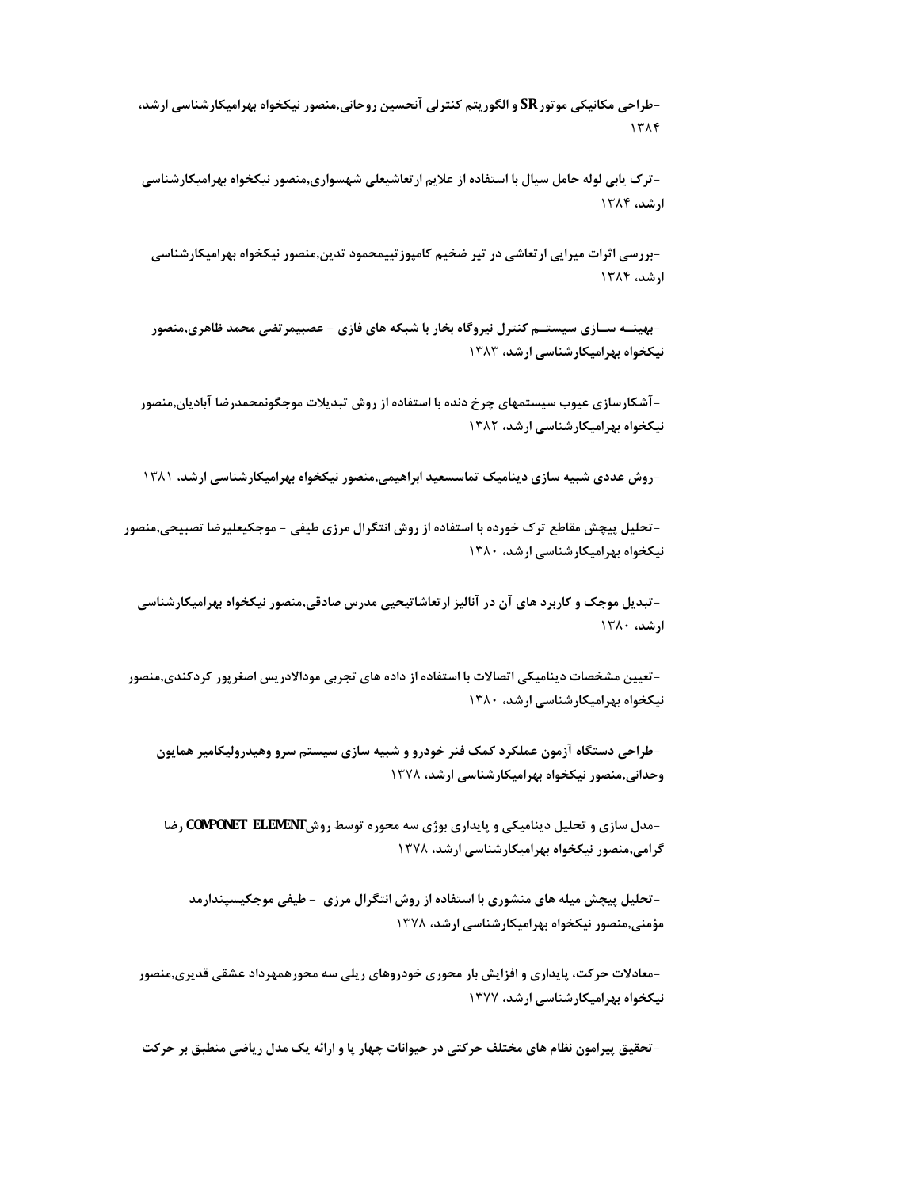-طراحی مکانیکی موتور SR و الگوریتم کنترلی آنحسین روحانی,منصور نیکخواه بهرامیکارشناسی ارشد، ۱۳۸۴

-ترک یابی لوله حامل سیال با استفاده از علایم ارتعاشیعلی شهسواری,منصور نیکخواه بهرامیکارشناسی ارشد، ۱۳۸۴

-بررسی اثرات میرایی ارتعاشی در تیر ضخیم کامپوزتییمحمود تدین,منصور نیکخواه بهرامیکارشناسی ارشد، ۱۳۸۴

-بهینـــه ســـازی سیستـــم کنترل نیروگاه بخار با شبکه های فازی - عصبیمرتضی محمد ظاهری,منصور نیکخواه بهرامیکارشناسی ارشد، ۱۳۸۳

-آشکارسازی عیوب سیستمهای چرخ دنده با استفاده از روش تبدیلات موجگونمحمدرضا آبادیان,منصور نیکخواه بهرامیکارشناسی ارشد، ۱۳۸۲

-روش عددی شبیه سازی دینامیک تماسسعید ابراهیمی,منصور نیکخواه بهرامیکارشناسی ارشد، ۱۳۸۱

-تحلیل پیچش مقاطع ترک خورده با استفاده از روش انتگرال مرزی طیفی - موجکیعلیرضا تصبیحی,منصور نیکخواه بهرامیکارشناسی ارشد، ۱۳۸۰

-تبدیل موجک و کاربرد های آن در آنالیز ارتعاشاتیحیی مدرس صادقی,منصور نیکخواه بهرامیکارشناسی ارشد، ۱۳۸۰

-تعیین مشخصات دینامیکی اتصالات با استفاده از داده های تجربی مودالادریس اصغرپور کردکندی,منصور نیکخواه بهرامیکارشناسی ارشد، ۱۳۸۰

-طراحی دستگاه آزمون عملکرد کمک فنر خودرو و شبیه سازی سیستم سرو وهیدرولیکامیر همایون وحدانی,منصور نیکخواه بهرامیکارشناسی ارشد، ۱۳۷۸

-مدل سازی و تحلیل دینامیکی و پایداری بوژی سه محوره توسط روشCOMPONET ELEMENT رضا گرامی,منصور نیکخواه بهرامیکارشناسی ارشد، ۱۳۷۸

-تحلیل پیچش میله های منشوری با استفاده از روش انتگرال مرزی - طیفی موجکیسپندارمد مؤمنی,منصور نیکخواه بهرامیکارشناسی ارشد، ۱۳۷۸

-معادلات حرکت، پایداری و افزایش بار محوری خودروهای ریلی سه محورهمهرداد عشقی قدیری,منصور نیکخواه بهرامیکارشناسی ارشد، ۱۳۷۷

-تحقیق پیرامون نظام های مختلف حرکتی در حیوانات چهار پا و ارائه یک مدل ریاضی منطبق بر حرکت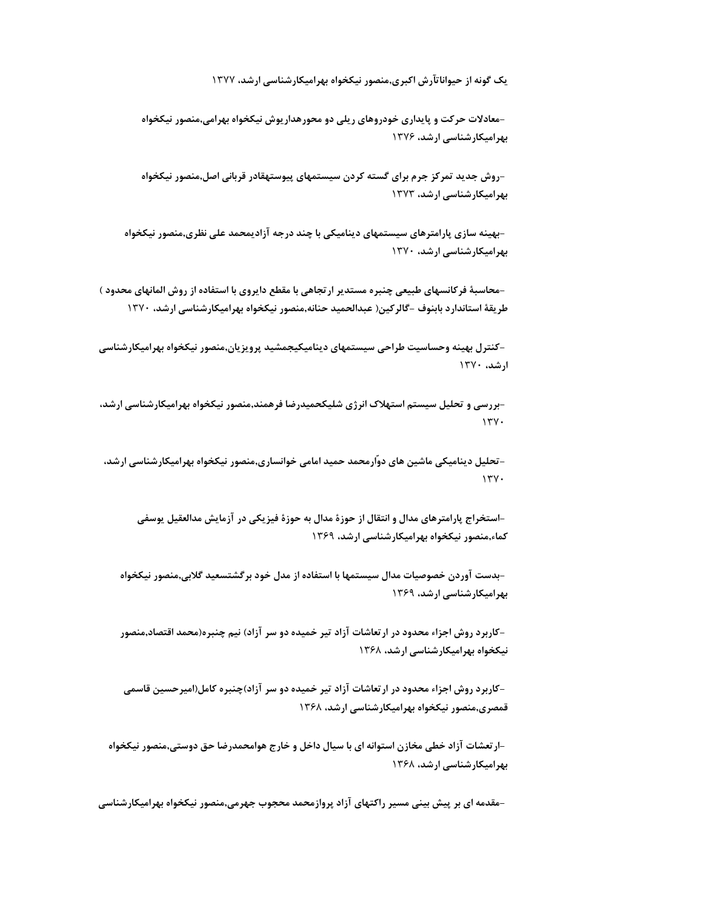یک گونه از حیواناتآرش اکبری,منصور نیکخواه بهرامیکارشناسی ارشد، ۱۳۷۷

-معادلات حرکت و پایداری خودروهای ریلی دو محورهداریوش نیکخواه بهرامی,منصور نیکخواه بهرامیکارشناسی ارشد، ۱۳۷۶

-روش جدید تمرکز جرم برای گسته کردن سیستمهای پیوستهقادر قربانی اصل,منصور نیکخواه بهرامیکارشناسی ارشد، ۱۳۷۳

-بهینه سازی پارامترهای سیستمهای دینامیکی با چند درجه آزادیمحمد علی نظری,منصور نیکخواه بهرامیکارشناسی ارشد، ۱۳۷۰

-محاسبهٔ فرکانسهای طبیعی چنبره مستدیر ارتجاهی با مقطع دایروی با استفاده از روش المانهای محدود ) طریقهٔ استاندارد بابنوف -گالرکین( عبدالحمید حنانه,منصور نیکخواه بهرامیکارشناسی ارشد، ۱۳۷۰

-کنترل بهینه وحساسیت طراحی سیستمهای دینامیکیجمشید پرویزیان,منصور نیکخواه بهرامیکارشناسی ارشد، ۱۳۷۰

-بررسی و تحلیل سیستم استهلاک انرژی شلیکحمیدرضا فرهمند,منصور نیکخواه بهرامیکارشناسی ارشد، ۱۳۷۰

-تحلیل دینامیکی ماشین های دوّارمحمد حمید امامی خوانساری,منصور نیکخواه بهرامیکارشناسی ارشد، ۱۳۷۰

-استخراج پارامترهای مدال و انتقال از حوزهٔ مدال به حوزهٔ فیزیکی در آزمایش مدالعقیل یوسفی کماء,منصور نیکخواه بهرامیکارشناسی ارشد، ۱۳۶۹

-بدست آوردن خصوصیات مدال سیستمها با استفاده از مدل خود برگشتسعید گلابی,منصور نیکخواه بهرامیکارشناسی ارشد، ۱۳۶۹

-کاربرد روش اجزاء محدود در ارتعاشات آزاد تیر خمیده دو سر آزاد) نیم چنبره(محمد اقتصاد,منصور نیکخواه بهرامیکارشناسی ارشد، ۱۳۶۸

-کاربرد روش اجزاء محدود در ارتعاشات آزاد تیر خمیده دو سر آزاد)چنبره کامل(امیرحسین قاسمی قمصری,منصور نیکخواه بهرامیکارشناسی ارشد، ۱۳۶۸

-ارتعشات آزاد خطی مخازن استوانه ای با سیال داخل و خارج هوامحمدرضا حق دوستی,منصور نیکخواه بهرامیکارشناسی ارشد، ۱۳۶۸

-مقدمه ای بر پیش بینی مسیر راکتهای آزاد پروازمحمد محجوب جهرمی,منصور نیکخواه بهرامیکارشناسی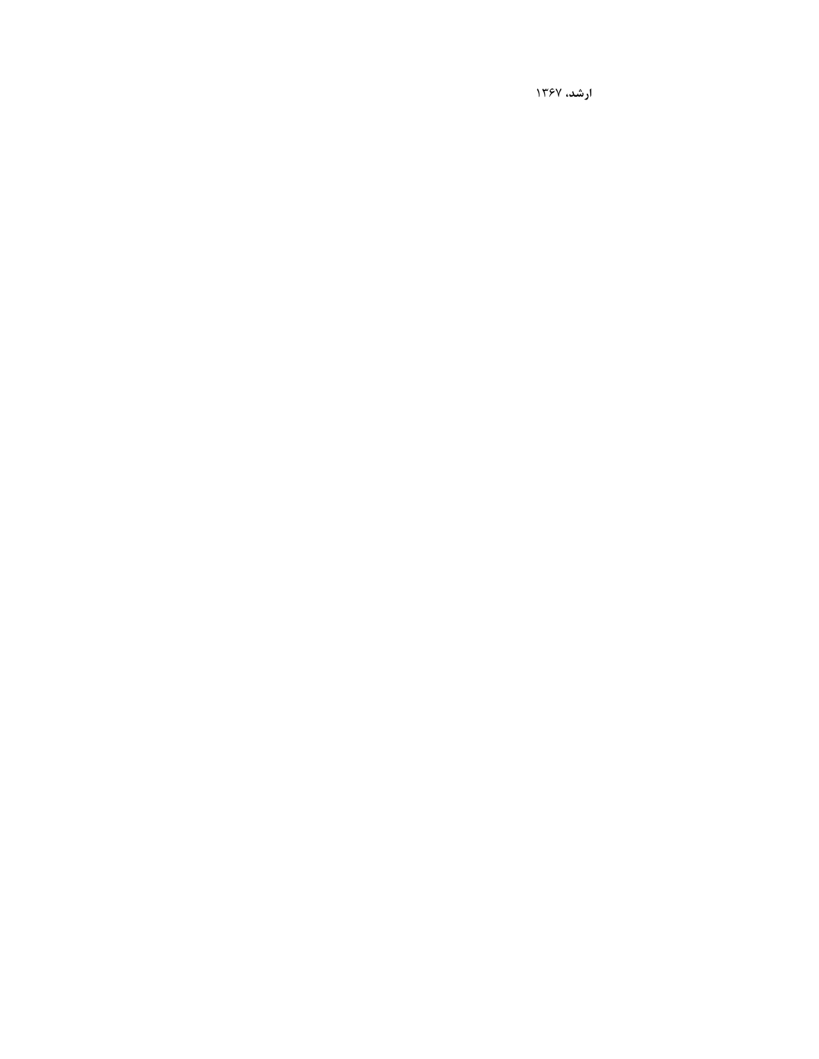ارشد، ۱۳۶۷